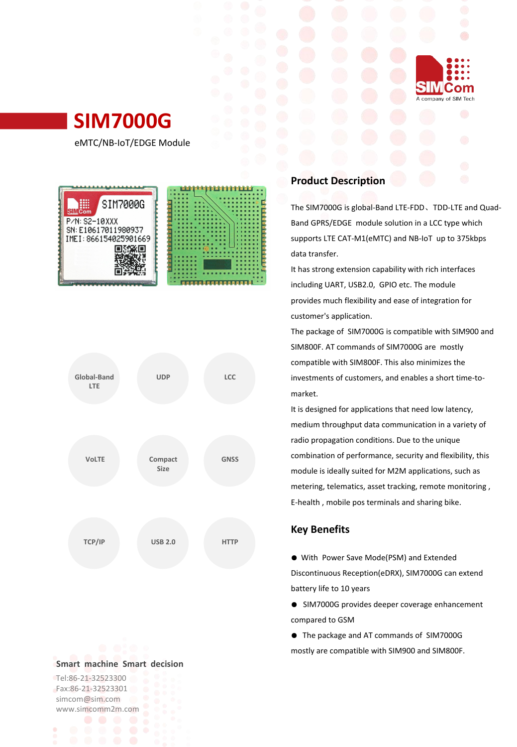# SIM7000G

eMTC/NB-IoT/EDGE Module

Global-Band LTE

UDP

LCC

VoLTE

Compact Size

GNSS

TCP/IP

USB 2.0

HTTP

## Product Description

The SIM7000G is global-Band LTE-FDD、TDD-LTE and Quad-Band GPRS/EDGE module solution in a LCC type which supports LTE CAT-M1(eMTC) and NB-IoT up to 375kbps data transfer.

It has strong extension capability with rich interfaces including UART, USB2.0, GPIO etc. The module provides much flexibility and ease of integration for customer's application.

The package of SIM7000G is compatible with SIM900 and SIM800F. AT commands of SIM7000G are mostly compatible with SIM800F. This also minimizes the investments of customers, and enables a short time-to-market.

It is designed for applications that need low latency, medium throughput data communication in a variety of radio propagation conditions. Due to the unique combination of performance, security and flexibility, this module is ideally suited for M2M applications, such as metering, telematics, asset tracking, remote monitoring, E-health, mobile pos terminals and sharing bike.

## Key Benefits

- With Power Save Mode(PSM) and Extended Discontinuous Reception(eDRX), SIM7000G can extend battery life to 10 years
- SIM7000G provides deeper coverage enhancement compared to GSM
- The package and AT commands of SIM7000G mostly are compatible with SIM900 and SIM800F.

**Smart machine Smart decision**

Tel:86-21-32523300
Fax:86-21-32523301
simcom@sim.com
www.simcomm2m.com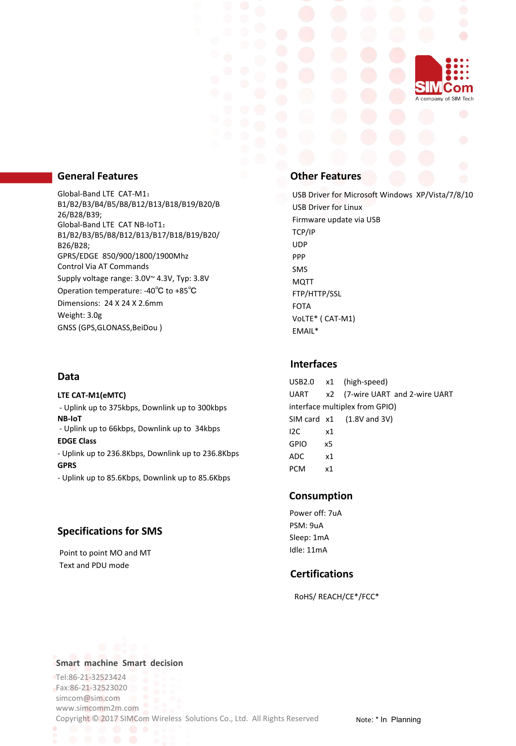SIMCom
A company of SIM Tech

## General Features

Global-Band LTE CAT-M1：
B1/B2/B3/B4/B5/B8/B12/B13/B18/B19/B20/B26/B28/B39;
Global-Band LTE CAT NB-IoT1：
B1/B2/B3/B5/B8/B12/B13/B17/B18/B19/B20/B26/B28;
GPRS/EDGE 850/900/1800/1900Mhz
Control Via AT Commands
Supply voltage range: 3.0V~ 4.3V, Typ: 3.8V
Operation temperature: -40℃ to +85℃
Dimensions: 24 X 24 X 2.6mm
Weight: 3.0g
GNSS (GPS,GLONASS,BeiDou )

## Data

**LTE CAT-M1(eMTC)**
- Uplink up to 375kbps, Downlink up to 300kbps

**NB-IoT**
- Uplink up to 66kbps, Downlink up to 34kbps

**EDGE Class**
- Uplink up to 236.8Kbps, Downlink up to 236.8Kbps

**GPRS**
- Uplink up to 85.6Kbps, Downlink up to 85.6Kbps

## Specifications for SMS

Point to point MO and MT
Text and PDU mode

## Other Features

USB Driver for Microsoft Windows XP/Vista/7/8/10
USB Driver for Linux
Firmware update via USB
TCP/IP
UDP
PPP
SMS
MQTT
FTP/HTTP/SSL
FOTA
VoLTE* ( CAT-M1)
EMAIL*

## Interfaces

USB2.0 x1 (high-speed)
UART x2 (7-wire UART and 2-wire UART interface multiplex from GPIO)
SIM card x1 (1.8V and 3V)
I2C x1
GPIO x5
ADC x1
PCM x1

## Consumption

Power off: 7uA
PSM: 9uA
Sleep: 1mA
Idle: 11mA

## Certifications

RoHS/ REACH/CE*/FCC*

**Smart machine Smart decision**

Tel:86-21-32523424
Fax:86-21-32523020
simcom@sim.com
www.simcomm2m.com
Copyright © 2017 SIMCom Wireless Solutions Co., Ltd. All Rights Reserved

Note: * In Planning